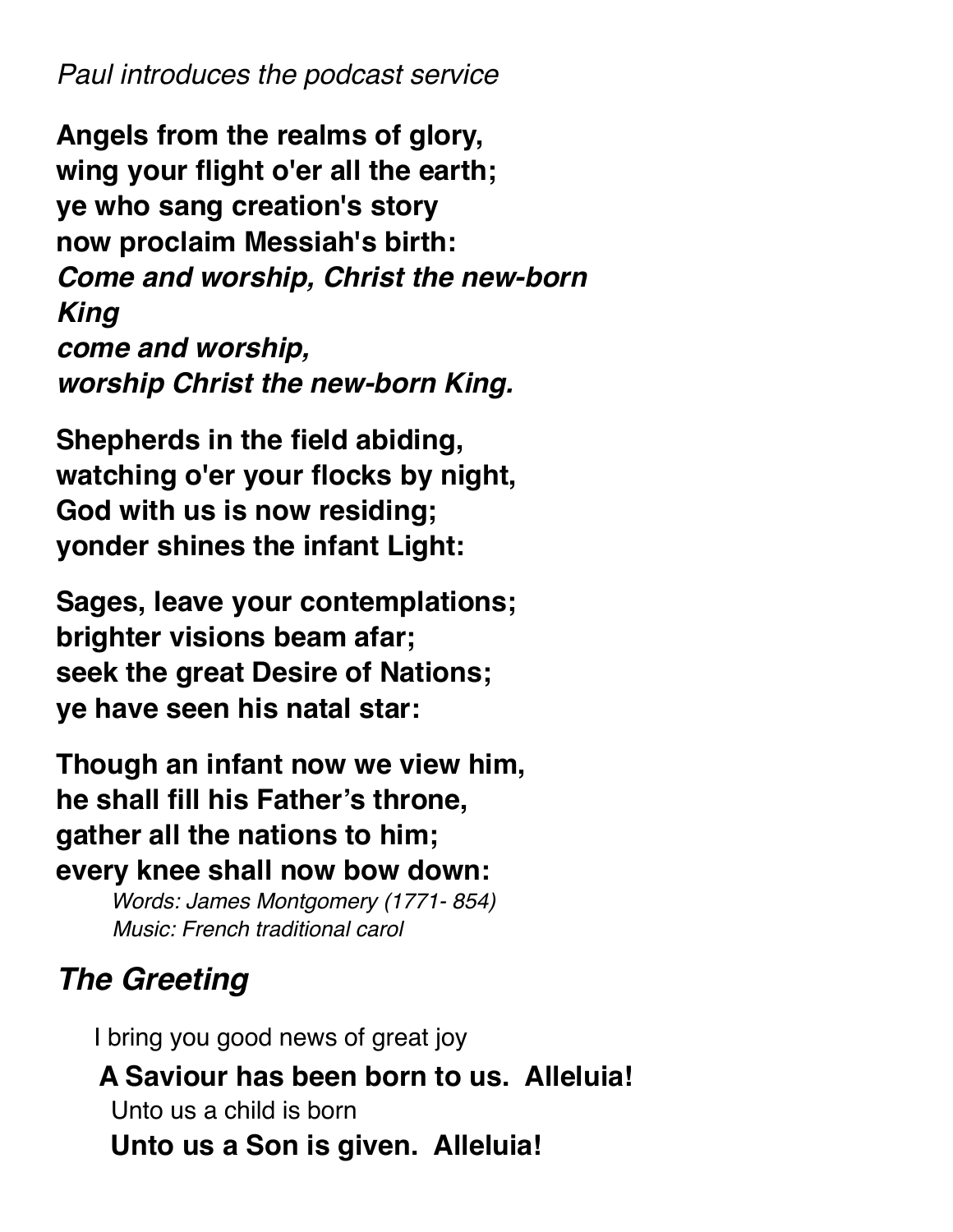*Paul introduces the podcast service*

**Angels from the realms of glory,**
**wing your flight o'er all the earth;**
**ye who sang creation's story**
**now proclaim Messiah's birth:**
***Come and worship, Christ the new-born King***
***come and worship,***
***worship Christ the new-born King.***

**Shepherds in the field abiding,**
**watching o'er your flocks by night,**
**God with us is now residing;**
**yonder shines the infant Light:**

**Sages, leave your contemplations;**
**brighter visions beam afar;**
**seek the great Desire of Nations;**
**ye have seen his natal star:**

**Though an infant now we view him,**
**he shall fill his Father's throne,**
**gather all the nations to him;**
**every knee shall now bow down:**

*Words: James Montgomery (1771- 854)*
*Music: French traditional carol*

## *The Greeting*

I bring you good news of great joy

**A Saviour has been born to us. Alleluia!**

Unto us a child is born

**Unto us a Son is given. Alleluia!**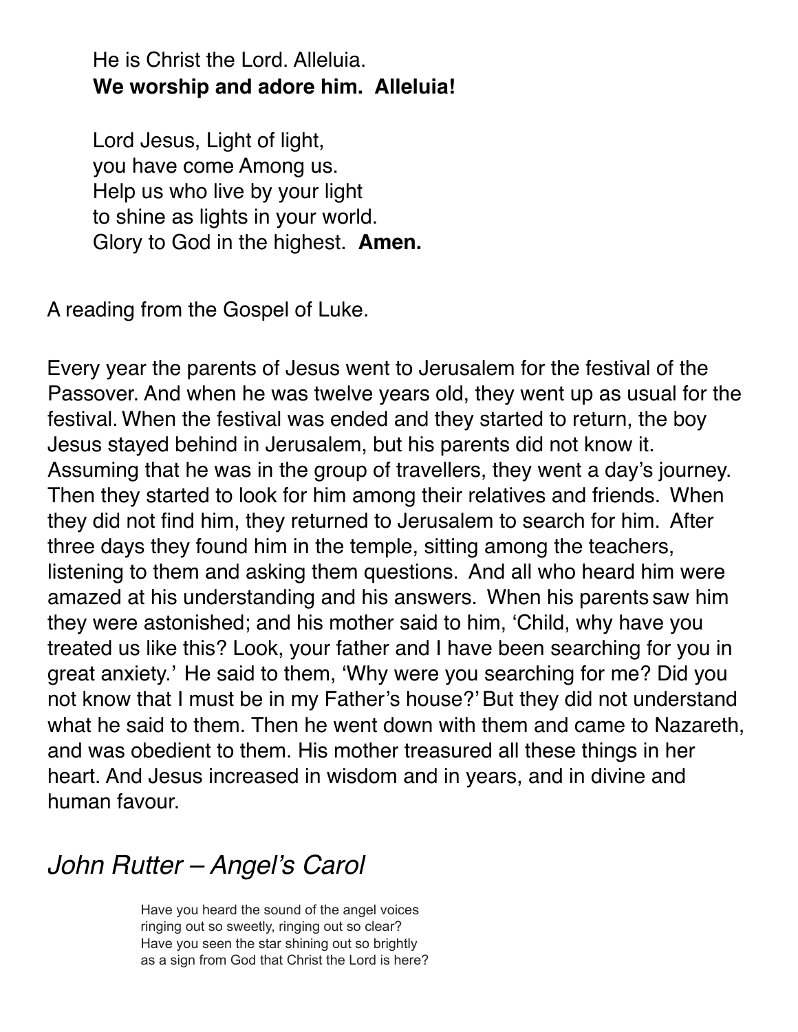He is Christ the Lord. Alleluia.
**We worship and adore him. Alleluia!**

Lord Jesus, Light of light,
you have come Among us.
Help us who live by your light
to shine as lights in your world.
Glory to God in the highest. **Amen.**

A reading from the Gospel of Luke.

Every year the parents of Jesus went to Jerusalem for the festival of the Passover. And when he was twelve years old, they went up as usual for the festival. When the festival was ended and they started to return, the boy Jesus stayed behind in Jerusalem, but his parents did not know it. Assuming that he was in the group of travellers, they went a day's journey. Then they started to look for him among their relatives and friends. When they did not find him, they returned to Jerusalem to search for him. After three days they found him in the temple, sitting among the teachers, listening to them and asking them questions. And all who heard him were amazed at his understanding and his answers. When his parents saw him they were astonished; and his mother said to him, 'Child, why have you treated us like this? Look, your father and I have been searching for you in great anxiety.' He said to them, 'Why were you searching for me? Did you not know that I must be in my Father's house?' But they did not understand what he said to them. Then he went down with them and came to Nazareth, and was obedient to them. His mother treasured all these things in her heart. And Jesus increased in wisdom and in years, and in divine and human favour.

## *John Rutter – Angel's Carol*

Have you heard the sound of the angel voices
ringing out so sweetly, ringing out so clear?
Have you seen the star shining out so brightly
as a sign from God that Christ the Lord is here?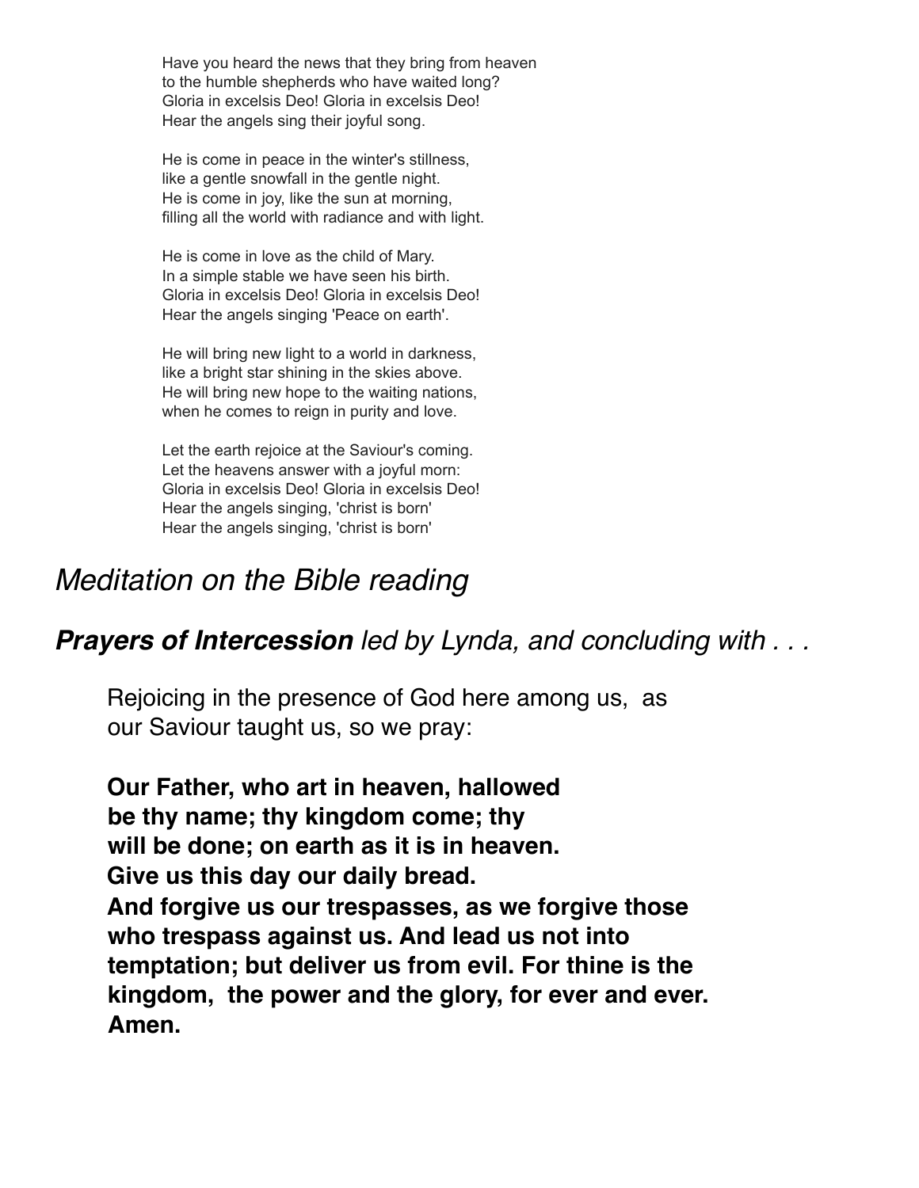Have you heard the news that they bring from heaven
to the humble shepherds who have waited long?
Gloria in excelsis Deo! Gloria in excelsis Deo!
Hear the angels sing their joyful song.

He is come in peace in the winter's stillness,
like a gentle snowfall in the gentle night.
He is come in joy, like the sun at morning,
filling all the world with radiance and with light.

He is come in love as the child of Mary.
In a simple stable we have seen his birth.
Gloria in excelsis Deo! Gloria in excelsis Deo!
Hear the angels singing 'Peace on earth'.

He will bring new light to a world in darkness,
like a bright star shining in the skies above.
He will bring new hope to the waiting nations,
when he comes to reign in purity and love.

Let the earth rejoice at the Saviour's coming.
Let the heavens answer with a joyful morn:
Gloria in excelsis Deo! Gloria in excelsis Deo!
Hear the angels singing, 'christ is born'
Hear the angels singing, 'christ is born'

## *Meditation on the Bible reading*

## ***Prayers of Intercession*** *led by Lynda, and concluding with . . .*

Rejoicing in the presence of God here among us, as our Saviour taught us, so we pray:

**Our Father, who art in heaven, hallowed be thy name; thy kingdom come; thy will be done; on earth as it is in heaven. Give us this day our daily bread. And forgive us our trespasses, as we forgive those who trespass against us. And lead us not into temptation; but deliver us from evil. For thine is the kingdom, the power and the glory, for ever and ever. Amen.**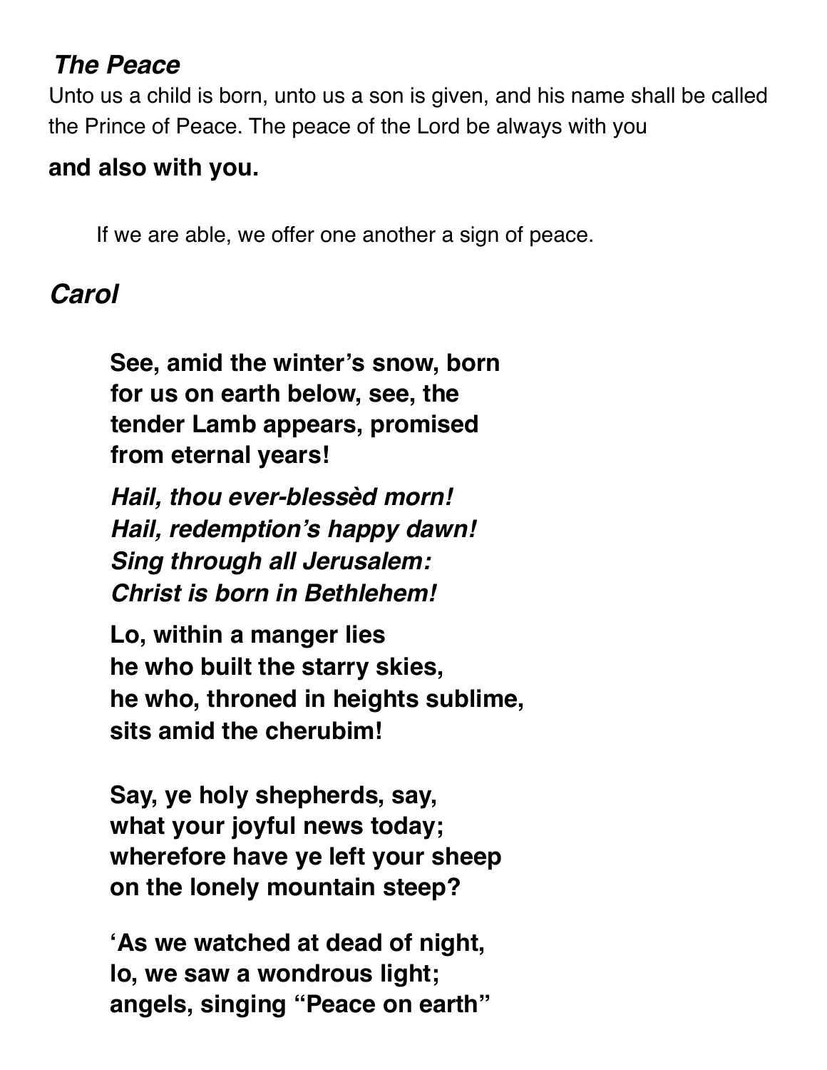### *The Peace*

Unto us a child is born, unto us a son is given, and his name shall be called the Prince of Peace. The peace of the Lord be always with you

**and also with you.**

If we are able, we offer one another a sign of peace.

## *Carol*

**See, amid the winter's snow, born for us on earth below, see, the tender Lamb appears, promised from eternal years!**

***Hail, thou ever-blessèd morn!***
***Hail, redemption's happy dawn!***
***Sing through all Jerusalem:***
***Christ is born in Bethlehem!***

**Lo, within a manger lies**
**he who built the starry skies,**
**he who, throned in heights sublime,**
**sits amid the cherubim!**

**Say, ye holy shepherds, say,**
**what your joyful news today;**
**wherefore have ye left your sheep**
**on the lonely mountain steep?**

**'As we watched at dead of night,**
**lo, we saw a wondrous light;**
**angels, singing "Peace on earth"**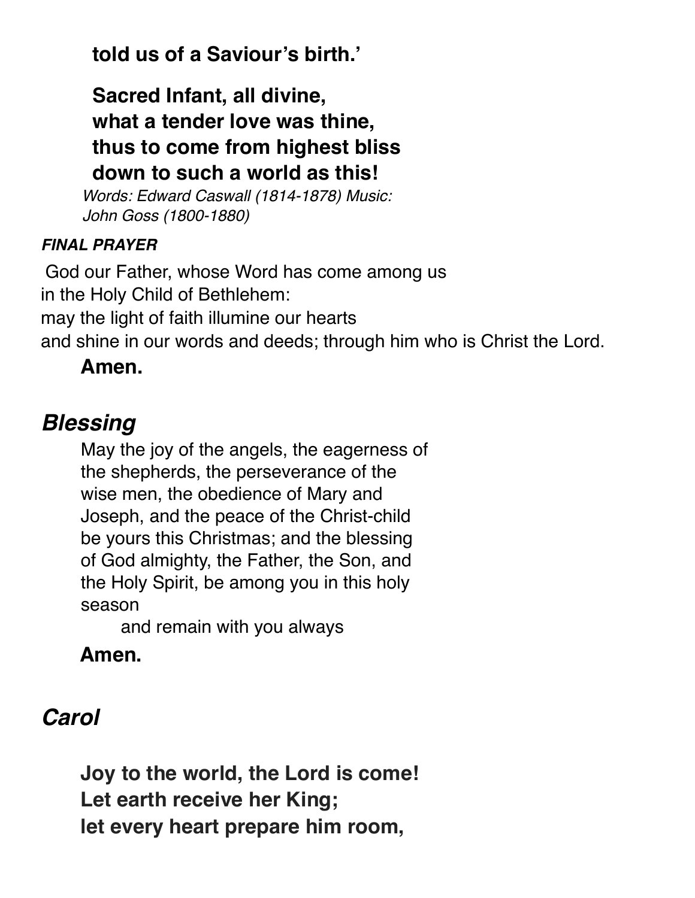**told us of a Saviour's birth.'**

**Sacred Infant, all divine,**
**what a tender love was thine,**
**thus to come from highest bliss**
**down to such a world as this!**

*Words: Edward Caswall (1814-1878) Music: John Goss (1800-1880)*

***FINAL PRAYER***

God our Father, whose Word has come among us
in the Holy Child of Bethlehem:
may the light of faith illumine our hearts
and shine in our words and deeds; through him who is Christ the Lord.

**Amen.**

## *Blessing*

May the joy of the angels, the eagerness of the shepherds, the perseverance of the wise men, the obedience of Mary and Joseph, and the peace of the Christ-child be yours this Christmas; and the blessing of God almighty, the Father, the Son, and the Holy Spirit, be among you in this holy season

and remain with you always

**Amen.**

## *Carol*

**Joy to the world, the Lord is come!**
**Let earth receive her King;**
**let every heart prepare him room,**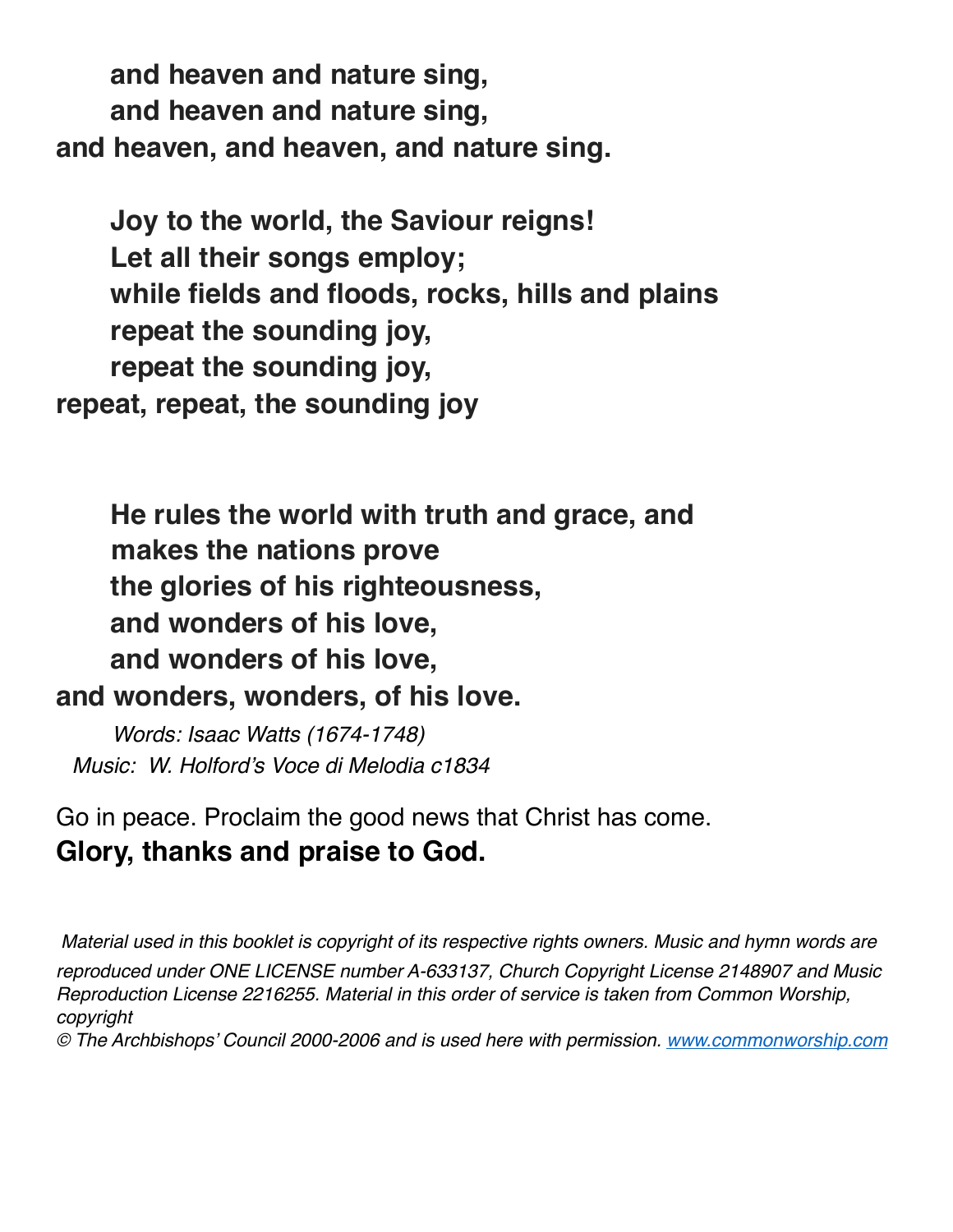**and heaven and nature sing,**
**and heaven and nature sing,**
**and heaven, and heaven, and nature sing.**

**Joy to the world, the Saviour reigns!**
**Let all their songs employ;**
**while fields and floods, rocks, hills and plains**
**repeat the sounding joy,**
**repeat the sounding joy,**
**repeat, repeat, the sounding joy**

**He rules the world with truth and grace, and**
**makes the nations prove**
**the glories of his righteousness,**
**and wonders of his love,**
**and wonders of his love,**
**and wonders, wonders, of his love.**

*Words: Isaac Watts (1674-1748)*
*Music: W. Holford's Voce di Melodia c1834*

Go in peace. Proclaim the good news that Christ has come.
**Glory, thanks and praise to God.**

*Material used in this booklet is copyright of its respective rights owners. Music and hymn words are reproduced under ONE LICENSE number A-633137, Church Copyright License 2148907 and Music Reproduction License 2216255. Material in this order of service is taken from Common Worship, copyright*
*© The Archbishops' Council 2000-2006 and is used here with permission. www.commonworship.com*